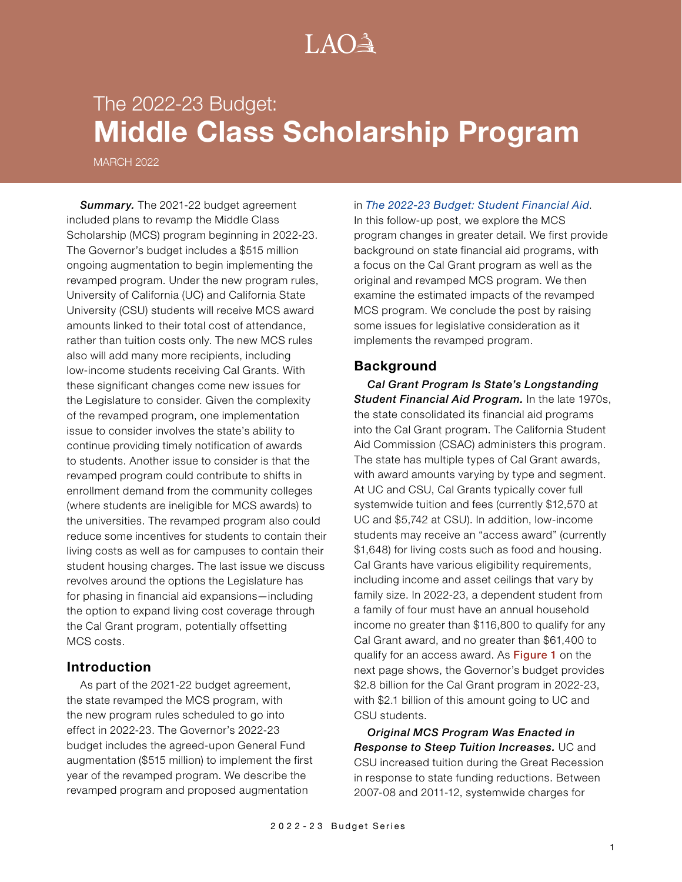LAO

# The 2022-23 Budget: **Middle Class Scholarship Program**

MARCH 2022

***Summary.*** The 2021-22 budget agreement included plans to revamp the Middle Class Scholarship (MCS) program beginning in 2022-23. The Governor's budget includes a $515 million ongoing augmentation to begin implementing the revamped program. Under the new program rules, University of California (UC) and California State University (CSU) students will receive MCS award amounts linked to their total cost of attendance, rather than tuition costs only. The new MCS rules also will add many more recipients, including low-income students receiving Cal Grants. With these significant changes come new issues for the Legislature to consider. Given the complexity of the revamped program, one implementation issue to consider involves the state's ability to continue providing timely notification of awards to students. Another issue to consider is that the revamped program could contribute to shifts in enrollment demand from the community colleges (where students are ineligible for MCS awards) to the universities. The revamped program also could reduce some incentives for students to contain their living costs as well as for campuses to contain their student housing charges. The last issue we discuss revolves around the options the Legislature has for phasing in financial aid expansions—including the option to expand living cost coverage through the Cal Grant program, potentially offsetting MCS costs.

## Introduction

As part of the 2021-22 budget agreement, the state revamped the MCS program, with the new program rules scheduled to go into effect in 2022-23. The Governor's 2022-23 budget includes the agreed-upon General Fund augmentation ($515 million) to implement the first year of the revamped program. We describe the revamped program and proposed augmentation in *The 2022-23 Budget: Student Financial Aid*. In this follow-up post, we explore the MCS program changes in greater detail. We first provide background on state financial aid programs, with a focus on the Cal Grant program as well as the original and revamped MCS program. We then examine the estimated impacts of the revamped MCS program. We conclude the post by raising some issues for legislative consideration as it implements the revamped program.

## Background

***Cal Grant Program Is State's Longstanding Student Financial Aid Program.*** In the late 1970s, the state consolidated its financial aid programs into the Cal Grant program. The California Student Aid Commission (CSAC) administers this program. The state has multiple types of Cal Grant awards, with award amounts varying by type and segment. At UC and CSU, Cal Grants typically cover full systemwide tuition and fees (currently $12,570 at UC and $5,742 at CSU). In addition, low-income students may receive an "access award" (currently $1,648) for living costs such as food and housing. Cal Grants have various eligibility requirements, including income and asset ceilings that vary by family size. In 2022-23, a dependent student from a family of four must have an annual household income no greater than $116,800 to qualify for any Cal Grant award, and no greater than $61,400 to qualify for an access award. As Figure 1 on the next page shows, the Governor's budget provides $2.8 billion for the Cal Grant program in 2022-23, with $2.1 billion of this amount going to UC and CSU students.

***Original MCS Program Was Enacted in Response to Steep Tuition Increases.*** UC and CSU increased tuition during the Great Recession in response to state funding reductions. Between 2007-08 and 2011-12, systemwide charges for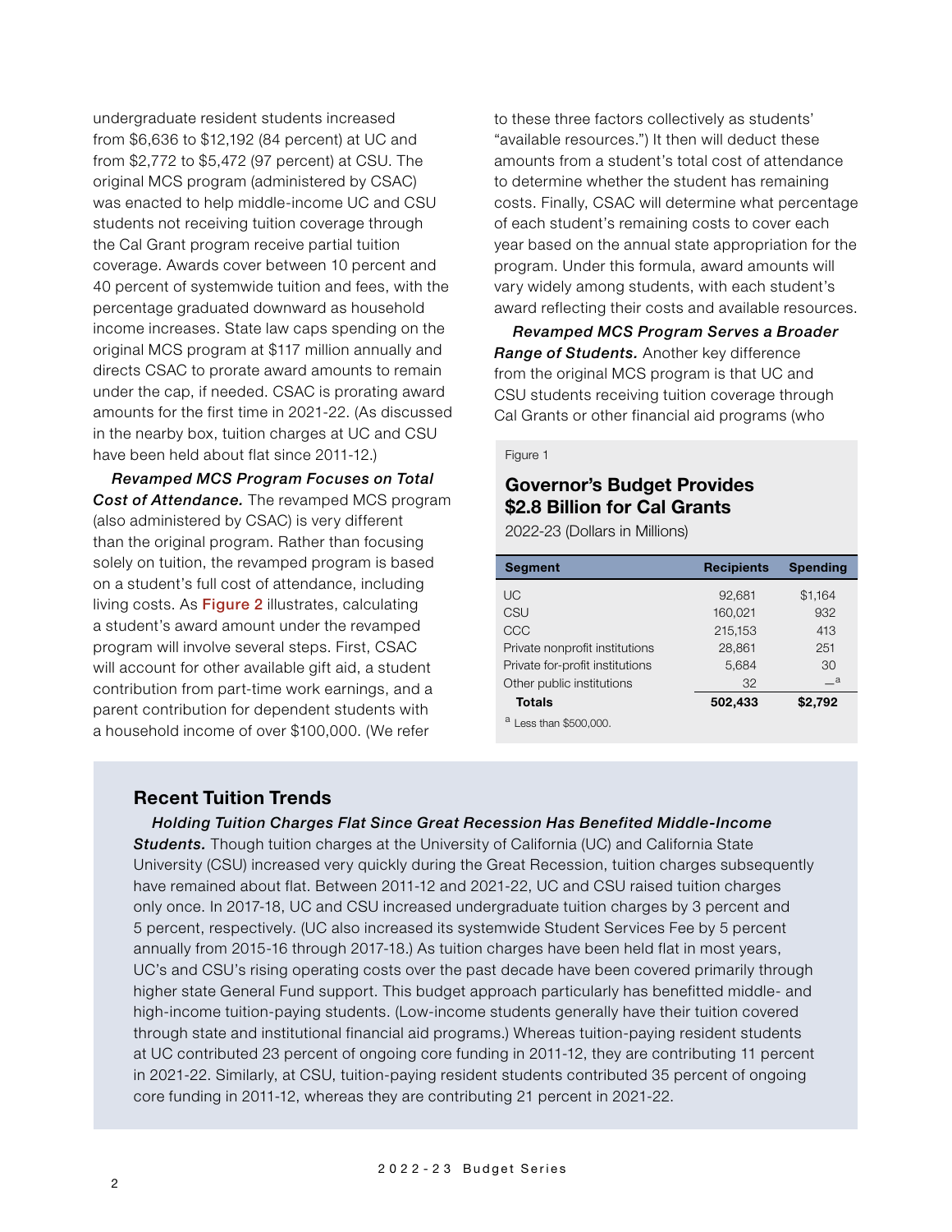undergraduate resident students increased from $6,636 to $12,192 (84 percent) at UC and from $2,772 to $5,472 (97 percent) at CSU. The original MCS program (administered by CSAC) was enacted to help middle-income UC and CSU students not receiving tuition coverage through the Cal Grant program receive partial tuition coverage. Awards cover between 10 percent and 40 percent of systemwide tuition and fees, with the percentage graduated downward as household income increases. State law caps spending on the original MCS program at $117 million annually and directs CSAC to prorate award amounts to remain under the cap, if needed. CSAC is prorating award amounts for the first time in 2021-22. (As discussed in the nearby box, tuition charges at UC and CSU have been held about flat since 2011-12.)

***Revamped MCS Program Focuses on Total Cost of Attendance.*** The revamped MCS program (also administered by CSAC) is very different than the original program. Rather than focusing solely on tuition, the revamped program is based on a student's full cost of attendance, including living costs. As Figure 2 illustrates, calculating a student's award amount under the revamped program will involve several steps. First, CSAC will account for other available gift aid, a student contribution from part-time work earnings, and a parent contribution for dependent students with a household income of over $100,000. (We refer to these three factors collectively as students' "available resources.") It then will deduct these amounts from a student's total cost of attendance to determine whether the student has remaining costs. Finally, CSAC will determine what percentage of each student's remaining costs to cover each year based on the annual state appropriation for the program. Under this formula, award amounts will vary widely among students, with each student's award reflecting their costs and available resources.

***Revamped MCS Program Serves a Broader Range of Students.*** Another key difference from the original MCS program is that UC and CSU students receiving tuition coverage through Cal Grants or other financial aid programs (who

Figure 1

**Governor's Budget Provides $2.8 Billion for Cal Grants**

2022-23 (Dollars in Millions)

| Segment | Recipients | Spending |
|---|---|---|
| UC | 92,681 | $1,164 |
| CSU | 160,021 | 932 |
| CCC | 215,153 | 413 |
| Private nonprofit institutions | 28,861 | 251 |
| Private for-profit institutions | 5,684 | 30 |
| Other public institutions | 32 | —[a] |
| **Totals** | **502,433** | **$2,792** |

[a] Less than $500,000.

## Recent Tuition Trends

***Holding Tuition Charges Flat Since Great Recession Has Benefited Middle-Income Students.*** Though tuition charges at the University of California (UC) and California State University (CSU) increased very quickly during the Great Recession, tuition charges subsequently have remained about flat. Between 2011-12 and 2021-22, UC and CSU raised tuition charges only once. In 2017-18, UC and CSU increased undergraduate tuition charges by 3 percent and 5 percent, respectively. (UC also increased its systemwide Student Services Fee by 5 percent annually from 2015-16 through 2017-18.) As tuition charges have been held flat in most years, UC's and CSU's rising operating costs over the past decade have been covered primarily through higher state General Fund support. This budget approach particularly has benefitted middle- and high-income tuition-paying students. (Low-income students generally have their tuition covered through state and institutional financial aid programs.) Whereas tuition-paying resident students at UC contributed 23 percent of ongoing core funding in 2011-12, they are contributing 11 percent in 2021-22. Similarly, at CSU, tuition-paying resident students contributed 35 percent of ongoing core funding in 2011-12, whereas they are contributing 21 percent in 2021-22.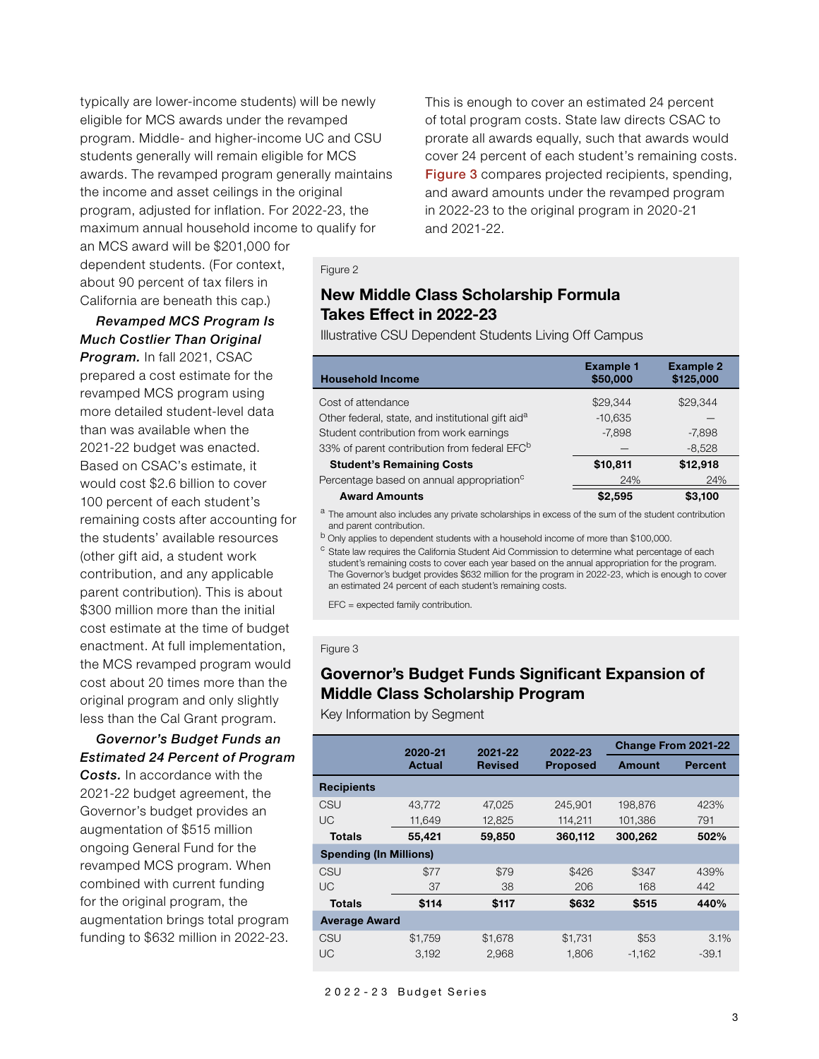typically are lower-income students) will be newly eligible for MCS awards under the revamped program. Middle- and higher-income UC and CSU students generally will remain eligible for MCS awards. The revamped program generally maintains the income and asset ceilings in the original program, adjusted for inflation. For 2022-23, the maximum annual household income to qualify for an MCS award will be $201,000 for dependent students. (For context, about 90 percent of tax filers in California are beneath this cap.)

***Revamped MCS Program Is Much Costlier Than Original Program.*** In fall 2021, CSAC prepared a cost estimate for the revamped MCS program using more detailed student-level data than was available when the 2021-22 budget was enacted. Based on CSAC's estimate, it would cost $2.6 billion to cover 100 percent of each student's remaining costs after accounting for the students' available resources (other gift aid, a student work contribution, and any applicable parent contribution). This is about $300 million more than the initial cost estimate at the time of budget enactment. At full implementation, the MCS revamped program would cost about 20 times more than the original program and only slightly less than the Cal Grant program.

***Governor's Budget Funds an Estimated 24 Percent of Program Costs.*** In accordance with the 2021-22 budget agreement, the Governor's budget provides an augmentation of $515 million ongoing General Fund for the revamped MCS program. When combined with current funding for the original program, the augmentation brings total program funding to $632 million in 2022-23. This is enough to cover an estimated 24 percent of total program costs. State law directs CSAC to prorate all awards equally, such that awards would cover 24 percent of each student's remaining costs. Figure 3 compares projected recipients, spending, and award amounts under the revamped program in 2022-23 to the original program in 2020-21 and 2021-22.

Figure 2

### New Middle Class Scholarship Formula Takes Effect in 2022-23

Illustrative CSU Dependent Students Living Off Campus

| Household Income | Example 1 $50,000 | Example 2 $125,000 |
|---|---|---|
| Cost of attendance | $29,344 | $29,344 |
| Other federal, state, and institutional gift aid[a] | -10,635 | — |
| Student contribution from work earnings | -7,898 | -7,898 |
| 33% of parent contribution from federal EFC[b] | — | -8,528 |
| **Student's Remaining Costs** | **$10,811** | **$12,918** |
| Percentage based on annual appropriation[c] | 24% | 24% |
| **Award Amounts** | **$2,595** | **$3,100** |

[a] The amount also includes any private scholarships in excess of the sum of the student contribution and parent contribution.

[b] Only applies to dependent students with a household income of more than $100,000.

[c] State law requires the California Student Aid Commission to determine what percentage of each student's remaining costs to cover each year based on the annual appropriation for the program. The Governor's budget provides $632 million for the program in 2022-23, which is enough to cover an estimated 24 percent of each student's remaining costs.

EFC = expected family contribution.

Figure 3

### Governor's Budget Funds Significant Expansion of Middle Class Scholarship Program

Key Information by Segment

| | 2020-21 Actual | 2021-22 Revised | 2022-23 Proposed | Change From 2021-22 | |
|---|---|---|---|---|---|
| | | | | Amount | Percent |
| **Recipients** | | | | | |
| CSU | 43,772 | 47,025 | 245,901 | 198,876 | 423% |
| UC | 11,649 | 12,825 | 114,211 | 101,386 | 791 |
| **Totals** | **55,421** | **59,850** | **360,112** | **300,262** | **502%** |
| **Spending (In Millions)** | | | | | |
| CSU | $77 | $79 | $426 | $347 | 439% |
| UC | 37 | 38 | 206 | 168 | 442 |
| **Totals** | **$114** | **$117** | **$632** | **$515** | **440%** |
| **Average Award** | | | | | |
| CSU | $1,759 | $1,678 | $1,731 | $53 | 3.1% |
| UC | 3,192 | 2,968 | 1,806 | -1,162 | -39.1 |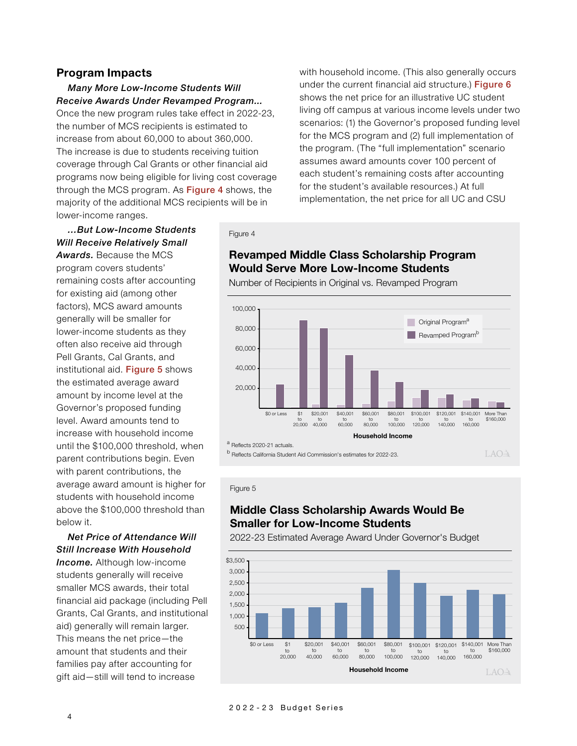## Program Impacts

***Many More Low-Income Students Will Receive Awards Under Revamped Program...*** Once the new program rules take effect in 2022-23, the number of MCS recipients is estimated to increase from about 60,000 to about 360,000. The increase is due to students receiving tuition coverage through Cal Grants or other financial aid programs now being eligible for living cost coverage through the MCS program. As Figure 4 shows, the majority of the additional MCS recipients will be in lower-income ranges.

***...But Low-Income Students Will Receive Relatively Small Awards.*** Because the MCS program covers students' remaining costs after accounting for existing aid (among other factors), MCS award amounts generally will be smaller for lower-income students as they often also receive aid through Pell Grants, Cal Grants, and institutional aid. Figure 5 shows the estimated average award amount by income level at the Governor's proposed funding level. Award amounts tend to increase with household income until the $100,000 threshold, when parent contributions begin. Even with parent contributions, the average award amount is higher for students with household income above the $100,000 threshold than below it.

***Net Price of Attendance Will Still Increase With Household Income.*** Although low-income students generally will receive smaller MCS awards, their total financial aid package (including Pell Grants, Cal Grants, and institutional aid) generally will remain larger. This means the net price—the amount that students and their families pay after accounting for gift aid—still will tend to increase with household income. (This also generally occurs under the current financial aid structure.) Figure 6 shows the net price for an illustrative UC student living off campus at various income levels under two scenarios: (1) the Governor's proposed funding level for the MCS program and (2) full implementation of the program. (The "full implementation" scenario assumes award amounts cover 100 percent of each student's remaining costs after accounting for the student's available resources.) At full implementation, the net price for all UC and CSU

Figure 4

**Revamped Middle Class Scholarship Program Would Serve More Low-Income Students**

Number of Recipients in Original vs. Revamped Program

| Household Income | Original Program[a] | Revamped Program[b] |
|---|---|---|
| $0 or Less | — | ~24,000 |
| $1 to 20,000 | — | ~89,000 |
| $20,001 to 40,000 | ~4,000 | ~81,000 |
| $40,001 to 60,000 | ~3,500 | ~54,000 |
| $60,001 to 80,000 | ~4,500 | ~38,000 |
| $80,001 to 100,000 | ~7,000 | ~27,000 |
| $100,001 to 120,000 | ~10,000 | ~19,000 |
| $120,001 to 140,000 | ~10,500 | ~14,000 |
| $140,001 to 160,000 | ~8,000 | ~10,000 |
| More Than $160,000 | ~7,000 | ~6,000 |

[a] Reflects 2020-21 actuals.

[b] Reflects California Student Aid Commission's estimates for 2022-23.

Figure 5

**Middle Class Scholarship Awards Would Be Smaller for Low-Income Students**

2022-23 Estimated Average Award Under Governor's Budget

| Household Income | Average Award |
|---|---|
| $0 or Less | ~$1,100 |
| $1 to 20,000 | ~1,350 |
| $20,001 to 40,000 | ~1,400 |
| $40,001 to 60,000 | ~1,600 |
| $60,001 to 80,000 | ~2,250 |
| $80,001 to 100,000 | ~3,050 |
| $100,001 to 120,000 | ~2,500 |
| $120,001 to 140,000 | ~1,900 |
| $140,001 to 160,000 | ~2,150 |
| More Than $160,000 | ~1,950 |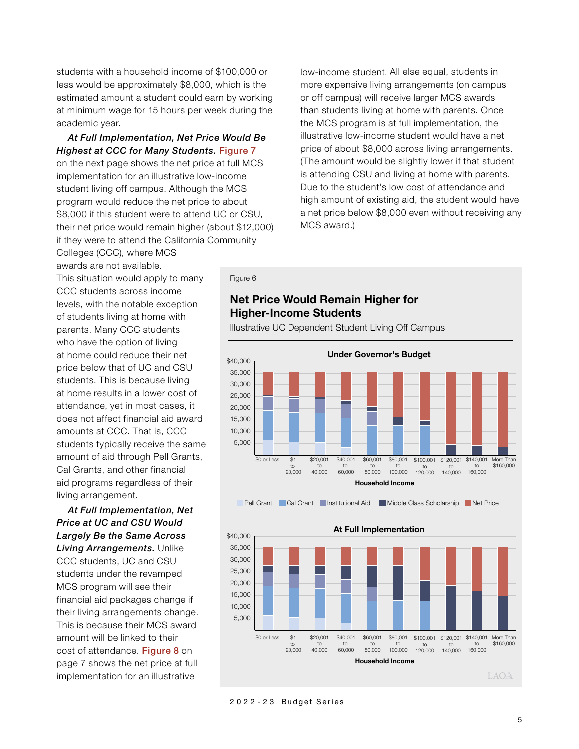students with a household income of $100,000 or less would be approximately $8,000, which is the estimated amount a student could earn by working at minimum wage for 15 hours per week during the academic year.

***At Full Implementation, Net Price Would Be Highest at CCC for Many Students.*** Figure 7 on the next page shows the net price at full MCS implementation for an illustrative low-income student living off campus. Although the MCS program would reduce the net price to about $8,000 if this student were to attend UC or CSU, their net price would remain higher (about $12,000) if they were to attend the California Community Colleges (CCC), where MCS awards are not available. This situation would apply to many CCC students across income levels, with the notable exception of students living at home with parents. Many CCC students who have the option of living at home could reduce their net price below that of UC and CSU students. This is because living at home results in a lower cost of attendance, yet in most cases, it does not affect financial aid award amounts at CCC. That is, CCC students typically receive the same amount of aid through Pell Grants, Cal Grants, and other financial aid programs regardless of their living arrangement.

***At Full Implementation, Net Price at UC and CSU Would Largely Be the Same Across Living Arrangements.*** Unlike CCC students, UC and CSU students under the revamped MCS program will see their financial aid packages change if their living arrangements change. This is because their MCS award amount will be linked to their cost of attendance. Figure 8 on page 7 shows the net price at full implementation for an illustrative low-income student. All else equal, students in more expensive living arrangements (on campus or off campus) will receive larger MCS awards than students living at home with parents. Once the MCS program is at full implementation, the illustrative low-income student would have a net price of about $8,000 across living arrangements. (The amount would be slightly lower if that student is attending CSU and living at home with parents. Due to the student's low cost of attendance and high amount of existing aid, the student would have a net price below $8,000 even without receiving any MCS award.)

Figure 6

**Net Price Would Remain Higher for Higher-Income Students**

Illustrative UC Dependent Student Living Off Campus

**Under Governor's Budget**

Legend: Pell Grant, Cal Grant, Institutional Aid, Middle Class Scholarship, Net Price

Household Income: $0 or Less; $1 to 20,000; $20,001 to 40,000; $40,001 to 60,000; $60,001 to 80,000; $80,001 to 100,000; $100,001 to 120,000; $120,001 to 140,000; $140,001 to 160,000; More Than $160,000

**At Full Implementation**

Household Income: $0 or Less; $1 to 20,000; $20,001 to 40,000; $40,001 to 60,000; $60,001 to 80,000; $80,001 to 100,000; $100,001 to 120,000; $120,001 to 140,000; $140,001 to 160,000; More Than $160,000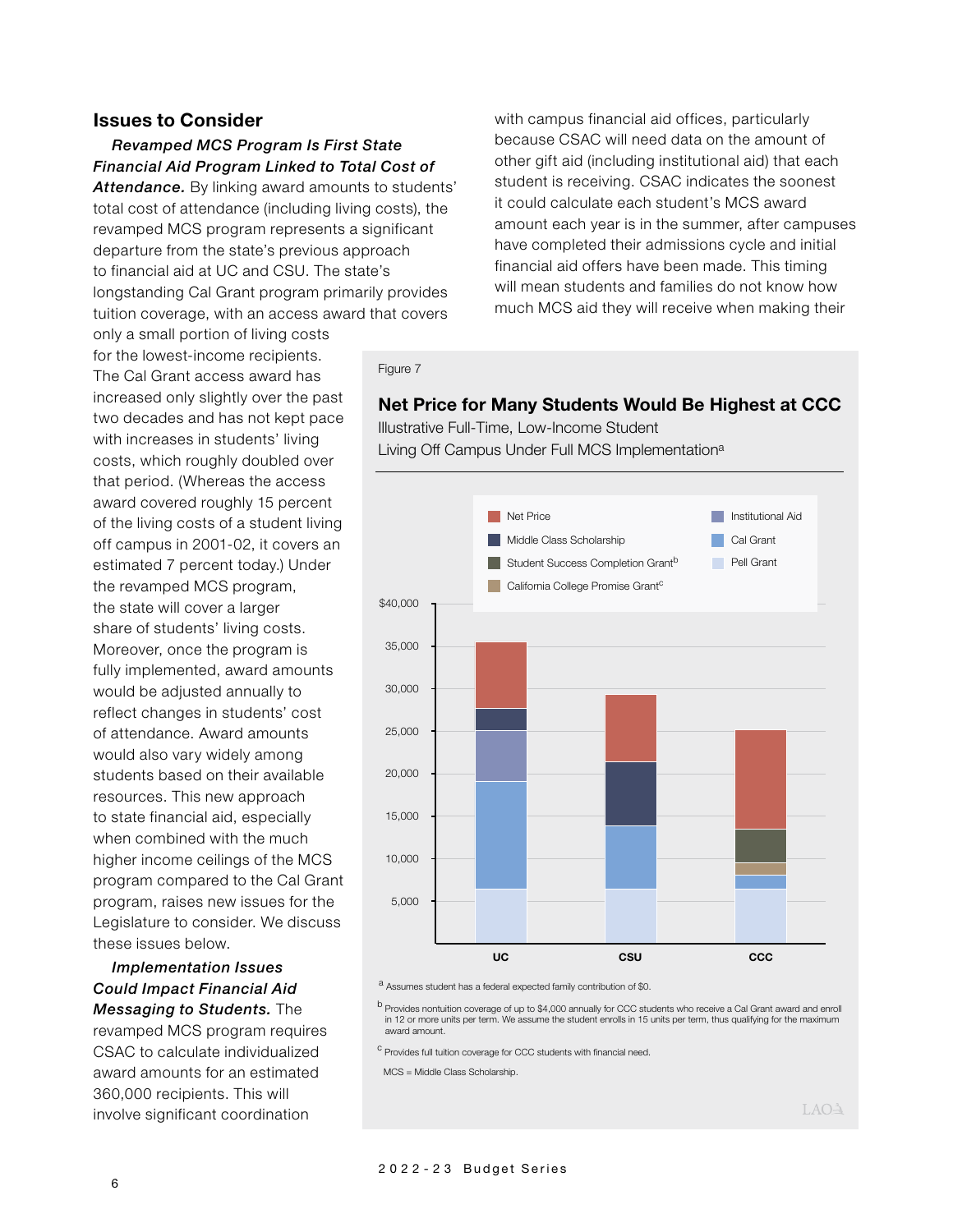## Issues to Consider

***Revamped MCS Program Is First State Financial Aid Program Linked to Total Cost of Attendance.*** By linking award amounts to students' total cost of attendance (including living costs), the revamped MCS program represents a significant departure from the state's previous approach to financial aid at UC and CSU. The state's longstanding Cal Grant program primarily provides tuition coverage, with an access award that covers only a small portion of living costs for the lowest-income recipients. The Cal Grant access award has increased only slightly over the past two decades and has not kept pace with increases in students' living costs, which roughly doubled over that period. (Whereas the access award covered roughly 15 percent of the living costs of a student living off campus in 2001-02, it covers an estimated 7 percent today.) Under the revamped MCS program, the state will cover a larger share of students' living costs. Moreover, once the program is fully implemented, award amounts would be adjusted annually to reflect changes in students' cost of attendance. Award amounts would also vary widely among students based on their available resources. This new approach to state financial aid, especially when combined with the much higher income ceilings of the MCS program compared to the Cal Grant program, raises new issues for the Legislature to consider. We discuss these issues below.

***Implementation Issues Could Impact Financial Aid Messaging to Students.*** The revamped MCS program requires CSAC to calculate individualized award amounts for an estimated 360,000 recipients. This will involve significant coordination with campus financial aid offices, particularly because CSAC will need data on the amount of other gift aid (including institutional aid) that each student is receiving. CSAC indicates the soonest it could calculate each student's MCS award amount each year is in the summer, after campuses have completed their admissions cycle and initial financial aid offers have been made. This timing will mean students and families do not know how much MCS aid they will receive when making their

Figure 7

**Net Price for Many Students Would Be Highest at CCC**

Illustrative Full-Time, Low-Income Student Living Off Campus Under Full MCS Implementation[a]

| | UC | CSU | CCC |
|---|---|---|---|
| Pell Grant | ~6,500 | ~6,500 | ~6,500 |
| Cal Grant | ~12,800 | ~7,300 | ~1,600 |
| California College Promise Grant[c] | — | — | ~1,400 |
| Student Success Completion Grant[b] | — | — | ~4,000 |
| Institutional Aid | ~5,800 | — | — |
| Middle Class Scholarship | ~2,700 | ~7,500 | — |
| Net Price | ~7,800 | ~7,800 | ~11,600 |
| Total | ~35,600 | ~29,300 | ~25,200 |

[a] Assumes student has a federal expected family contribution of $0.

[b] Provides nontuition coverage of up to $4,000 annually for CCC students who receive a Cal Grant award and enroll in 12 or more units per term. We assume the student enrolls in 15 units per term, thus qualifying for the maximum award amount.

[c] Provides full tuition coverage for CCC students with financial need.

MCS = Middle Class Scholarship.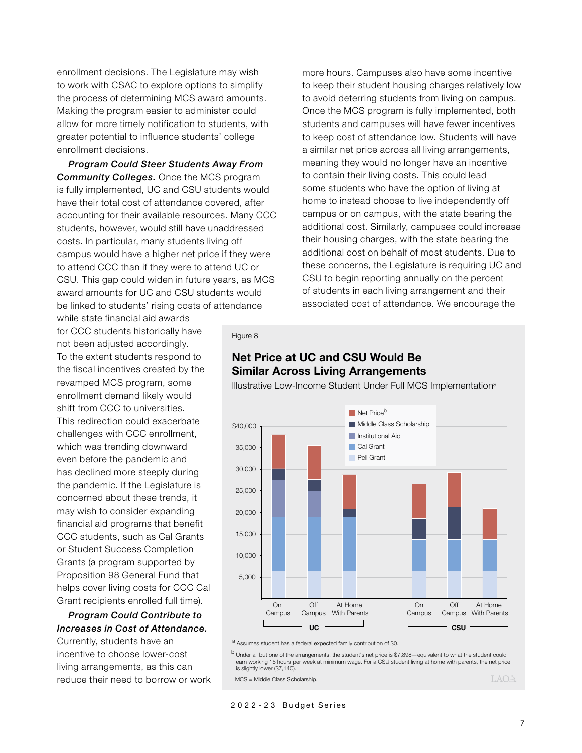enrollment decisions. The Legislature may wish to work with CSAC to explore options to simplify the process of determining MCS award amounts. Making the program easier to administer could allow for more timely notification to students, with greater potential to influence students' college enrollment decisions.

***Program Could Steer Students Away From Community Colleges.*** Once the MCS program is fully implemented, UC and CSU students would have their total cost of attendance covered, after accounting for their available resources. Many CCC students, however, would still have unaddressed costs. In particular, many students living off campus would have a higher net price if they were to attend CCC than if they were to attend UC or CSU. This gap could widen in future years, as MCS award amounts for UC and CSU students would be linked to students' rising costs of attendance while state financial aid awards for CCC students historically have not been adjusted accordingly. To the extent students respond to the fiscal incentives created by the revamped MCS program, some enrollment demand likely would shift from CCC to universities. This redirection could exacerbate challenges with CCC enrollment, which was trending downward even before the pandemic and has declined more steeply during the pandemic. If the Legislature is concerned about these trends, it may wish to consider expanding financial aid programs that benefit CCC students, such as Cal Grants or Student Success Completion Grants (a program supported by Proposition 98 General Fund that helps cover living costs for CCC Cal Grant recipients enrolled full time).

***Program Could Contribute to Increases in Cost of Attendance.*** Currently, students have an incentive to choose lower-cost living arrangements, as this can reduce their need to borrow or work more hours. Campuses also have some incentive to keep their student housing charges relatively low to avoid deterring students from living on campus. Once the MCS program is fully implemented, both students and campuses will have fewer incentives to keep cost of attendance low. Students will have a similar net price across all living arrangements, meaning they would no longer have an incentive to contain their living costs. This could lead some students who have the option of living at home to instead choose to live independently off campus or on campus, with the state bearing the additional cost. Similarly, campuses could increase their housing charges, with the state bearing the additional cost on behalf of most students. Due to these concerns, the Legislature is requiring UC and CSU to begin reporting annually on the percent of students in each living arrangement and their associated cost of attendance. We encourage the

Figure 8

**Net Price at UC and CSU Would Be Similar Across Living Arrangements**

Illustrative Low-Income Student Under Full MCS Implementation[a]

[a] Assumes student has a federal expected family contribution of $0.

[b] Under all but one of the arrangements, the student's net price is $7,898—equivalent to what the student could earn working 15 hours per week at minimum wage. For a CSU student living at home with parents, the net price is slightly lower ($7,140).

MCS = Middle Class Scholarship.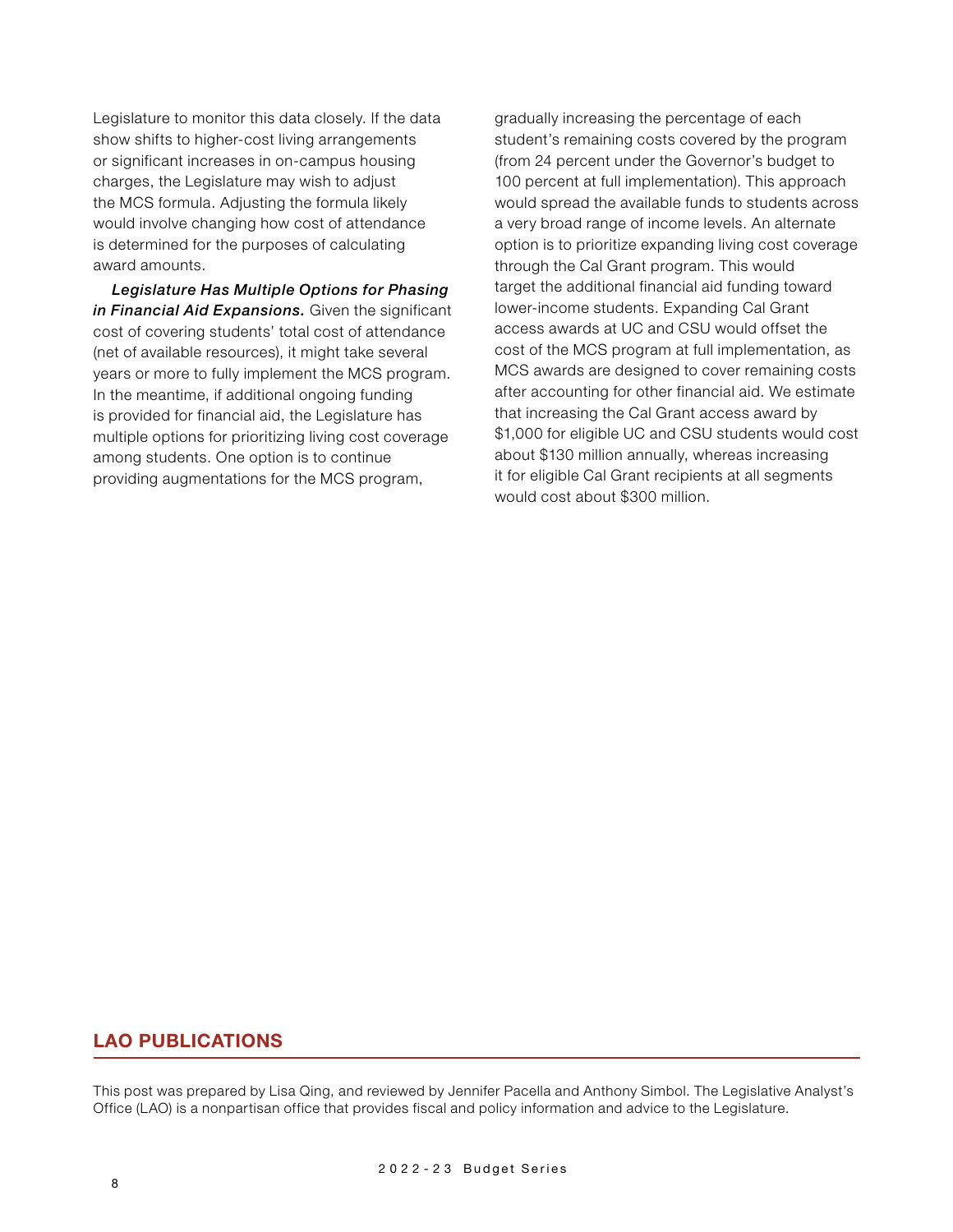Legislature to monitor this data closely. If the data show shifts to higher-cost living arrangements or significant increases in on-campus housing charges, the Legislature may wish to adjust the MCS formula. Adjusting the formula likely would involve changing how cost of attendance is determined for the purposes of calculating award amounts.

***Legislature Has Multiple Options for Phasing in Financial Aid Expansions.*** Given the significant cost of covering students' total cost of attendance (net of available resources), it might take several years or more to fully implement the MCS program. In the meantime, if additional ongoing funding is provided for financial aid, the Legislature has multiple options for prioritizing living cost coverage among students. One option is to continue providing augmentations for the MCS program, gradually increasing the percentage of each student's remaining costs covered by the program (from 24 percent under the Governor's budget to 100 percent at full implementation). This approach would spread the available funds to students across a very broad range of income levels. An alternate option is to prioritize expanding living cost coverage through the Cal Grant program. This would target the additional financial aid funding toward lower-income students. Expanding Cal Grant access awards at UC and CSU would offset the cost of the MCS program at full implementation, as MCS awards are designed to cover remaining costs after accounting for other financial aid. We estimate that increasing the Cal Grant access award by $1,000 for eligible UC and CSU students would cost about $130 million annually, whereas increasing it for eligible Cal Grant recipients at all segments would cost about $300 million.

## LAO PUBLICATIONS

This post was prepared by Lisa Qing, and reviewed by Jennifer Pacella and Anthony Simbol. The Legislative Analyst's Office (LAO) is a nonpartisan office that provides fiscal and policy information and advice to the Legislature.